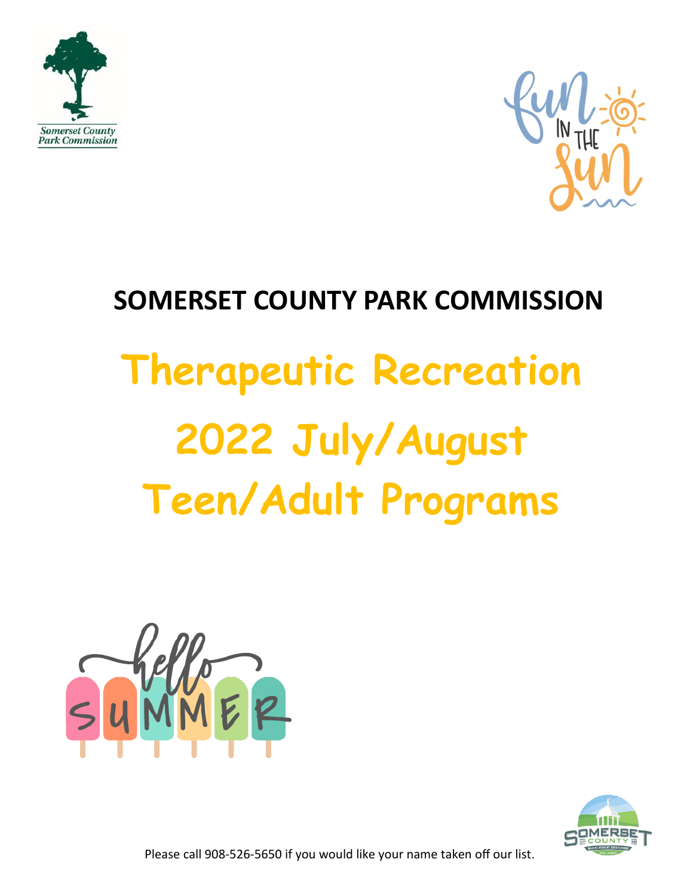# SOMERSET COUNTY PARK COMMISSION

# Therapeutic Recreation
# 2022 July/August
# Teen/Adult Programs

Please call 908-526-5650 if you would like your name taken off our list.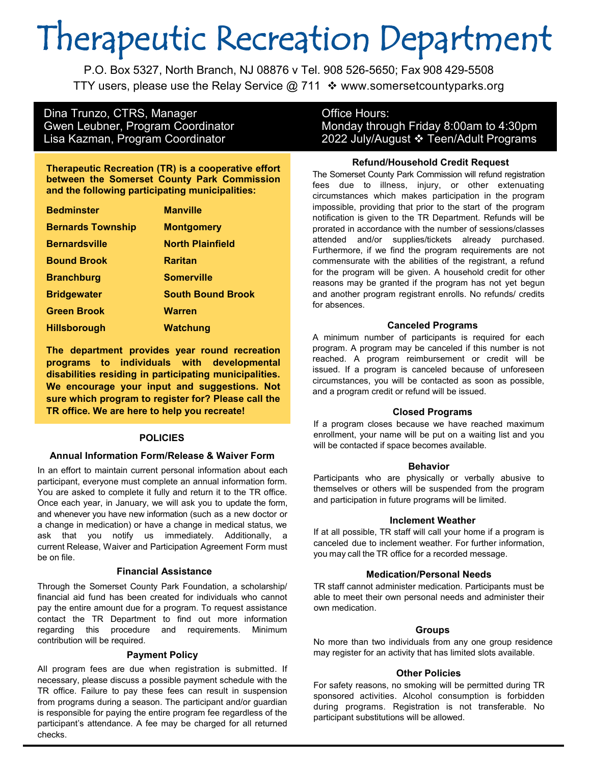# Therapeutic Recreation Department

P.O. Box 5327, North Branch, NJ 08876 v Tel. 908 526-5650; Fax 908 429-5508
TTY users, please use the Relay Service @ 711 ❖ www.somersetcountyparks.org

Dina Trunzo, CTRS, Manager
Gwen Leubner, Program Coordinator
Lisa Kazman, Program Coordinator

Office Hours:
Monday through Friday 8:00am to 4:30pm
2022 July/August ❖ Teen/Adult Programs

**Therapeutic Recreation (TR) is a cooperative effort between the Somerset County Park Commission and the following participating municipalities:**

| | |
|---|---|
| **Bedminster** | **Manville** |
| **Bernards Township** | **Montgomery** |
| **Bernardsville** | **North Plainfield** |
| **Bound Brook** | **Raritan** |
| **Branchburg** | **Somerville** |
| **Bridgewater** | **South Bound Brook** |
| **Green Brook** | **Warren** |
| **Hillsborough** | **Watchung** |

**The department provides year round recreation programs to individuals with developmental disabilities residing in participating municipalities. We encourage your input and suggestions. Not sure which program to register for? Please call the TR office. We are here to help you recreate!**

## POLICIES

### Annual Information Form/Release & Waiver Form

In an effort to maintain current personal information about each participant, everyone must complete an annual information form. You are asked to complete it fully and return it to the TR office. Once each year, in January, we will ask you to update the form, and whenever you have new information (such as a new doctor or a change in medication) or have a change in medical status, we ask that you notify us immediately. Additionally, a current Release, Waiver and Participation Agreement Form must be on file.

### Financial Assistance

Through the Somerset County Park Foundation, a scholarship/ financial aid fund has been created for individuals who cannot pay the entire amount due for a program. To request assistance contact the TR Department to find out more information regarding this procedure and requirements. Minimum contribution will be required.

### Payment Policy

All program fees are due when registration is submitted. If necessary, please discuss a possible payment schedule with the TR office. Failure to pay these fees can result in suspension from programs during a season. The participant and/or guardian is responsible for paying the entire program fee regardless of the participant's attendance. A fee may be charged for all returned checks.

### Refund/Household Credit Request

The Somerset County Park Commission will refund registration fees due to illness, injury, or other extenuating circumstances which makes participation in the program impossible, providing that prior to the start of the program notification is given to the TR Department. Refunds will be prorated in accordance with the number of sessions/classes attended and/or supplies/tickets already purchased. Furthermore, if we find the program requirements are not commensurate with the abilities of the registrant, a refund for the program will be given. A household credit for other reasons may be granted if the program has not yet begun and another program registrant enrolls. No refunds/ credits for absences.

### Canceled Programs

A minimum number of participants is required for each program. A program may be canceled if this number is not reached. A program reimbursement or credit will be issued. If a program is canceled because of unforeseen circumstances, you will be contacted as soon as possible, and a program credit or refund will be issued.

### Closed Programs

If a program closes because we have reached maximum enrollment, your name will be put on a waiting list and you will be contacted if space becomes available.

### Behavior

Participants who are physically or verbally abusive to themselves or others will be suspended from the program and participation in future programs will be limited.

### Inclement Weather

If at all possible, TR staff will call your home if a program is canceled due to inclement weather. For further information, you may call the TR office for a recorded message.

### Medication/Personal Needs

TR staff cannot administer medication. Participants must be able to meet their own personal needs and administer their own medication.

### Groups

No more than two individuals from any one group residence may register for an activity that has limited slots available.

### Other Policies

For safety reasons, no smoking will be permitted during TR sponsored activities. Alcohol consumption is forbidden during programs. Registration is not transferable. No participant substitutions will be allowed.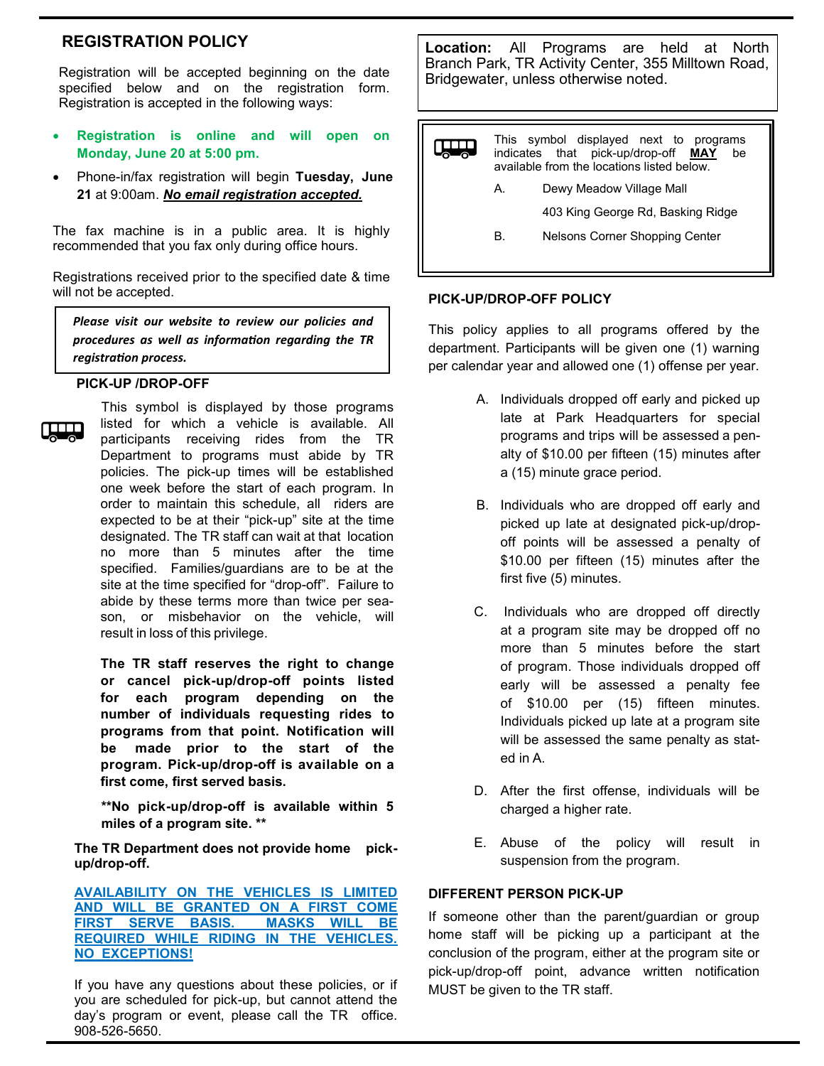## REGISTRATION POLICY

Registration will be accepted beginning on the date specified below and on the registration form. Registration is accepted in the following ways:

- **Registration is online and will open on Monday, June 20 at 5:00 pm.**
- Phone-in/fax registration will begin **Tuesday, June 21** at 9:00am. ***No email registration accepted.***

The fax machine is in a public area. It is highly recommended that you fax only during office hours.

Registrations received prior to the specified date & time will not be accepted.

> ***Please visit our website to review our policies and procedures as well as information regarding the TR registration process.***

### PICK-UP /DROP-OFF

This symbol is displayed by those programs listed for which a vehicle is available. All participants receiving rides from the TR Department to programs must abide by TR policies. The pick-up times will be established one week before the start of each program. In order to maintain this schedule, all riders are expected to be at their "pick-up" site at the time designated. The TR staff can wait at that location no more than 5 minutes after the time specified. Families/guardians are to be at the site at the time specified for "drop-off". Failure to abide by these terms more than twice per season, or misbehavior on the vehicle, will result in loss of this privilege.

**The TR staff reserves the right to change or cancel pick-up/drop-off points listed for each program depending on the number of individuals requesting rides to programs from that point. Notification will be made prior to the start of the program. Pick-up/drop-off is available on a first come, first served basis.**

**No pick-up/drop-off is available within 5 miles of a program site.**

**The TR Department does not provide home pick-up/drop-off.**

**AVAILABILITY ON THE VEHICLES IS LIMITED AND WILL BE GRANTED ON A FIRST COME FIRST SERVE BASIS. MASKS WILL BE REQUIRED WHILE RIDING IN THE VEHICLES. NO EXCEPTIONS!**

If you have any questions about these policies, or if you are scheduled for pick-up, but cannot attend the day's program or event, please call the TR office. 908-526-5650.

**Location:** All Programs are held at North Branch Park, TR Activity Center, 355 Milltown Road, Bridgewater, unless otherwise noted.

This symbol displayed next to programs indicates that pick-up/drop-off **MAY** be available from the locations listed below.

A. Dewy Meadow Village Mall
   403 King George Rd, Basking Ridge

B. Nelsons Corner Shopping Center

### PICK-UP/DROP-OFF POLICY

This policy applies to all programs offered by the department. Participants will be given one (1) warning per calendar year and allowed one (1) offense per year.

A. Individuals dropped off early and picked up late at Park Headquarters for special programs and trips will be assessed a penalty of $10.00 per fifteen (15) minutes after a (15) minute grace period.

B. Individuals who are dropped off early and picked up late at designated pick-up/drop-off points will be assessed a penalty of $10.00 per fifteen (15) minutes after the first five (5) minutes.

C. Individuals who are dropped off directly at a program site may be dropped off no more than 5 minutes before the start of program. Those individuals dropped off early will be assessed a penalty fee of $10.00 per (15) fifteen minutes. Individuals picked up late at a program site will be assessed the same penalty as stated in A.

D. After the first offense, individuals will be charged a higher rate.

E. Abuse of the policy will result in suspension from the program.

### DIFFERENT PERSON PICK-UP

If someone other than the parent/guardian or group home staff will be picking up a participant at the conclusion of the program, either at the program site or pick-up/drop-off point, advance written notification MUST be given to the TR staff.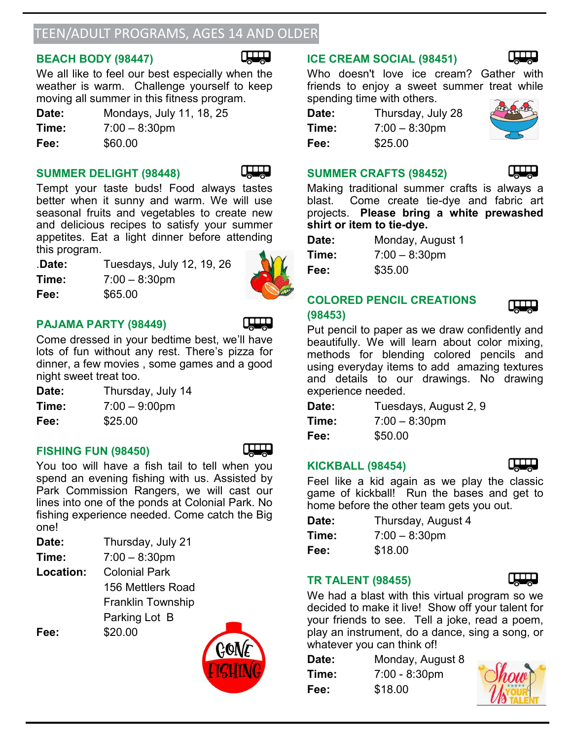## TEEN/ADULT PROGRAMS, AGES 14 AND OLDER

### BEACH BODY (98447)

We all like to feel our best especially when the weather is warm. Challenge yourself to keep moving all summer in this fitness program.

**Date:** Mondays, July 11, 18, 25
**Time:** 7:00 – 8:30pm
**Fee:** $60.00

### SUMMER DELIGHT (98448)

Tempt your taste buds! Food always tastes better when it sunny and warm. We will use seasonal fruits and vegetables to create new and delicious recipes to satisfy your summer appetites. Eat a light dinner before attending this program.

**.Date:** Tuesdays, July 12, 19, 26
**Time:** 7:00 – 8:30pm
**Fee:** $65.00

### PAJAMA PARTY (98449)

Come dressed in your bedtime best, we'll have lots of fun without any rest. There's pizza for dinner, a few movies , some games and a good night sweet treat too.

**Date:** Thursday, July 14
**Time:** 7:00 – 9:00pm
**Fee:** $25.00

### FISHING FUN (98450)

You too will have a fish tail to tell when you spend an evening fishing with us. Assisted by Park Commission Rangers, we will cast our lines into one of the ponds at Colonial Park. No fishing experience needed. Come catch the Big one!

**Date:** Thursday, July 21
**Time:** 7:00 – 8:30pm
**Location:** Colonial Park
156 Mettlers Road
Franklin Township
Parking Lot B
**Fee:** $20.00

### ICE CREAM SOCIAL (98451)

Who doesn't love ice cream? Gather with friends to enjoy a sweet summer treat while spending time with others.

**Date:** Thursday, July 28
**Time:** 7:00 – 8:30pm
**Fee:** $25.00

### SUMMER CRAFTS (98452)

Making traditional summer crafts is always a blast. Come create tie-dye and fabric art projects. **Please bring a white prewashed shirt or item to tie-dye.**

**Date:** Monday, August 1
**Time:** 7:00 – 8:30pm
**Fee:** $35.00

### COLORED PENCIL CREATIONS (98453)

Put pencil to paper as we draw confidently and beautifully. We will learn about color mixing, methods for blending colored pencils and using everyday items to add amazing textures and details to our drawings. No drawing experience needed.

**Date:** Tuesdays, August 2, 9
**Time:** 7:00 – 8:30pm
**Fee:** $50.00

### KICKBALL (98454)

Feel like a kid again as we play the classic game of kickball! Run the bases and get to home before the other team gets you out.

**Date:** Thursday, August 4
**Time:** 7:00 – 8:30pm
**Fee:** $18.00

### TR TALENT (98455)

We had a blast with this virtual program so we decided to make it live! Show off your talent for your friends to see. Tell a joke, read a poem, play an instrument, do a dance, sing a song, or whatever you can think of!

**Date:** Monday, August 8
**Time:** 7:00 - 8:30pm
**Fee:** $18.00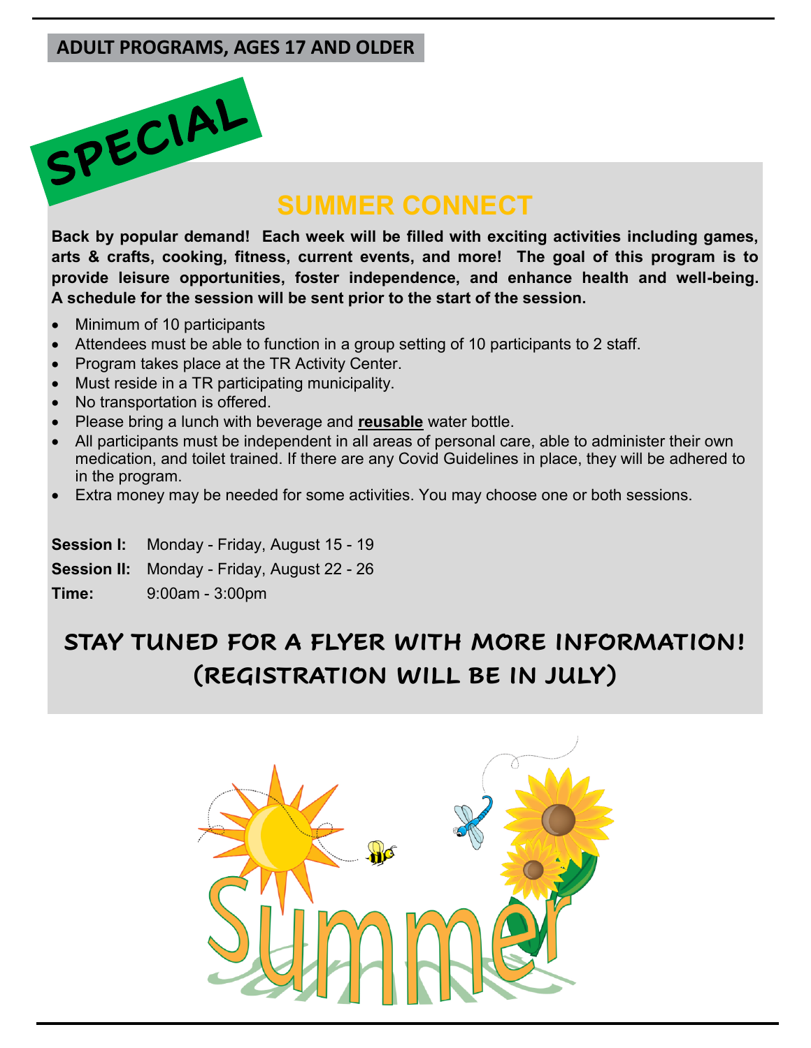**ADULT PROGRAMS, AGES 17 AND OLDER**

SPECIAL

# SUMMER CONNECT

**Back by popular demand! Each week will be filled with exciting activities including games, arts & crafts, cooking, fitness, current events, and more! The goal of this program is to provide leisure opportunities, foster independence, and enhance health and well-being. A schedule for the session will be sent prior to the start of the session.**

- Minimum of 10 participants
- Attendees must be able to function in a group setting of 10 participants to 2 staff.
- Program takes place at the TR Activity Center.
- Must reside in a TR participating municipality.
- No transportation is offered.
- Please bring a lunch with beverage and **reusable** water bottle.
- All participants must be independent in all areas of personal care, able to administer their own medication, and toilet trained. If there are any Covid Guidelines in place, they will be adhered to in the program.
- Extra money may be needed for some activities. You may choose one or both sessions.

**Session I:** Monday - Friday, August 15 - 19

**Session II:** Monday - Friday, August 22 - 26

**Time:** 9:00am - 3:00pm

**STAY TUNED FOR A FLYER WITH MORE INFORMATION!**
**(REGISTRATION WILL BE IN JULY)**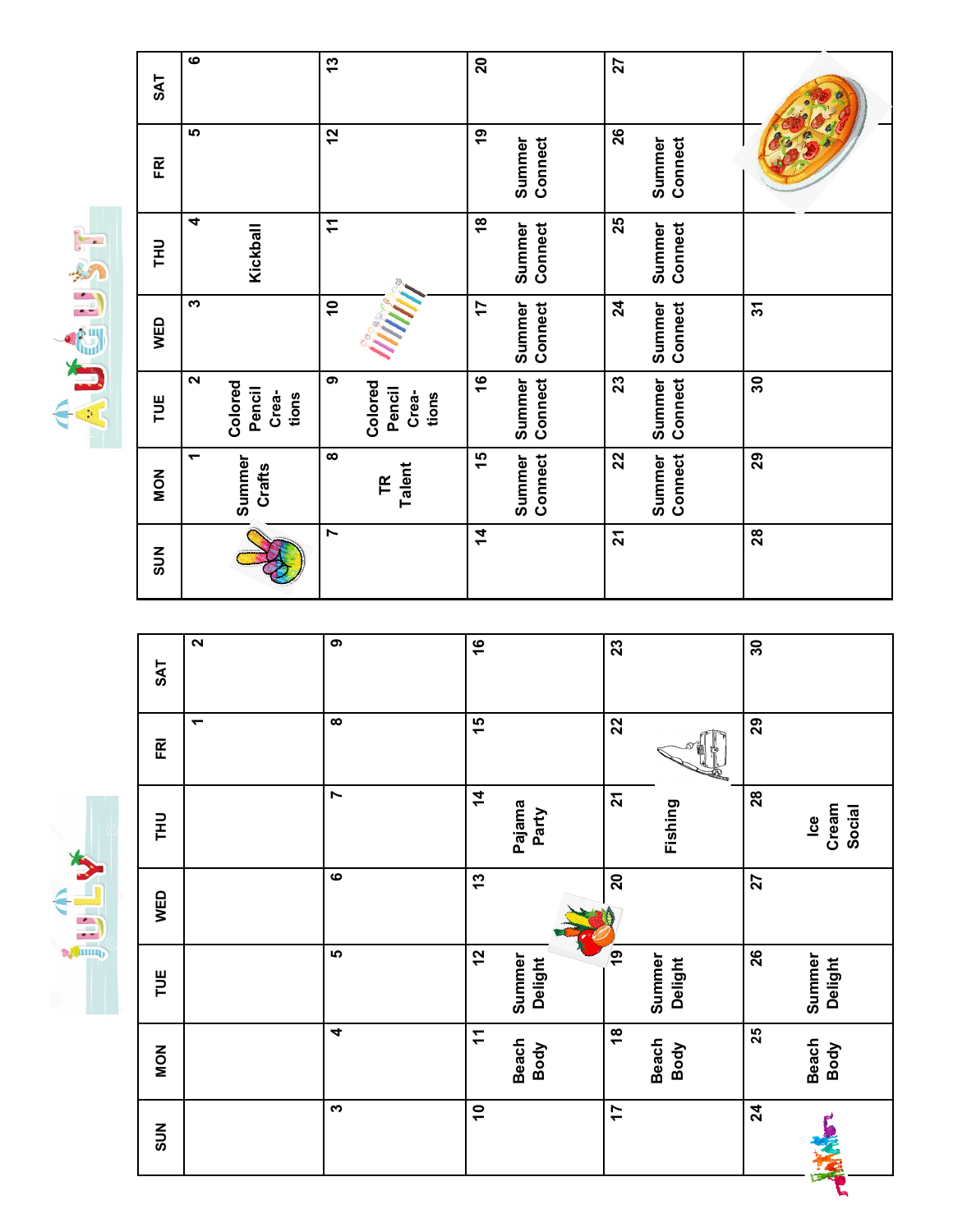# JULY

| SUN | MON | TUE | WED | THU | FRI | SAT |
|---|---|---|---|---|---|---|
| | | | | | 1 | 2 |
| 3 | 4 | 5 | 6 | 7 | 8 | 9 |
| 10 | 11 Beach Body | 12 Summer Delight | 13 | 14 Pajama Party | 15 | 16 |
| 17 | 18 Beach Body | 19 Summer Delight | 20 | 21 Fishing | 22 | 23 |
| 24 | 25 Beach Body | 26 Summer Delight | 27 | 28 Ice Cream Social | 29 | 30 |

# AUGUST

| SUN | MON | TUE | WED | THU | FRI | SAT |
|---|---|---|---|---|---|---|
| | 1 Summer Crafts | 2 Colored Pencil Creations | 3 | 4 Kickball | 5 | 6 |
| 7 | 8 TR Talent | 9 Colored Pencil Creations | 10 | 11 | 12 | 13 |
| 14 | 15 Summer Connect | 16 Summer Connect | 17 Summer Connect | 18 Summer Connect | 19 Summer Connect | 20 |
| 21 | 22 Summer Connect | 23 Summer Connect | 24 Summer Connect | 25 Summer Connect | 26 Summer Connect | 27 |
| 28 | 29 | 30 | 31 | | | |